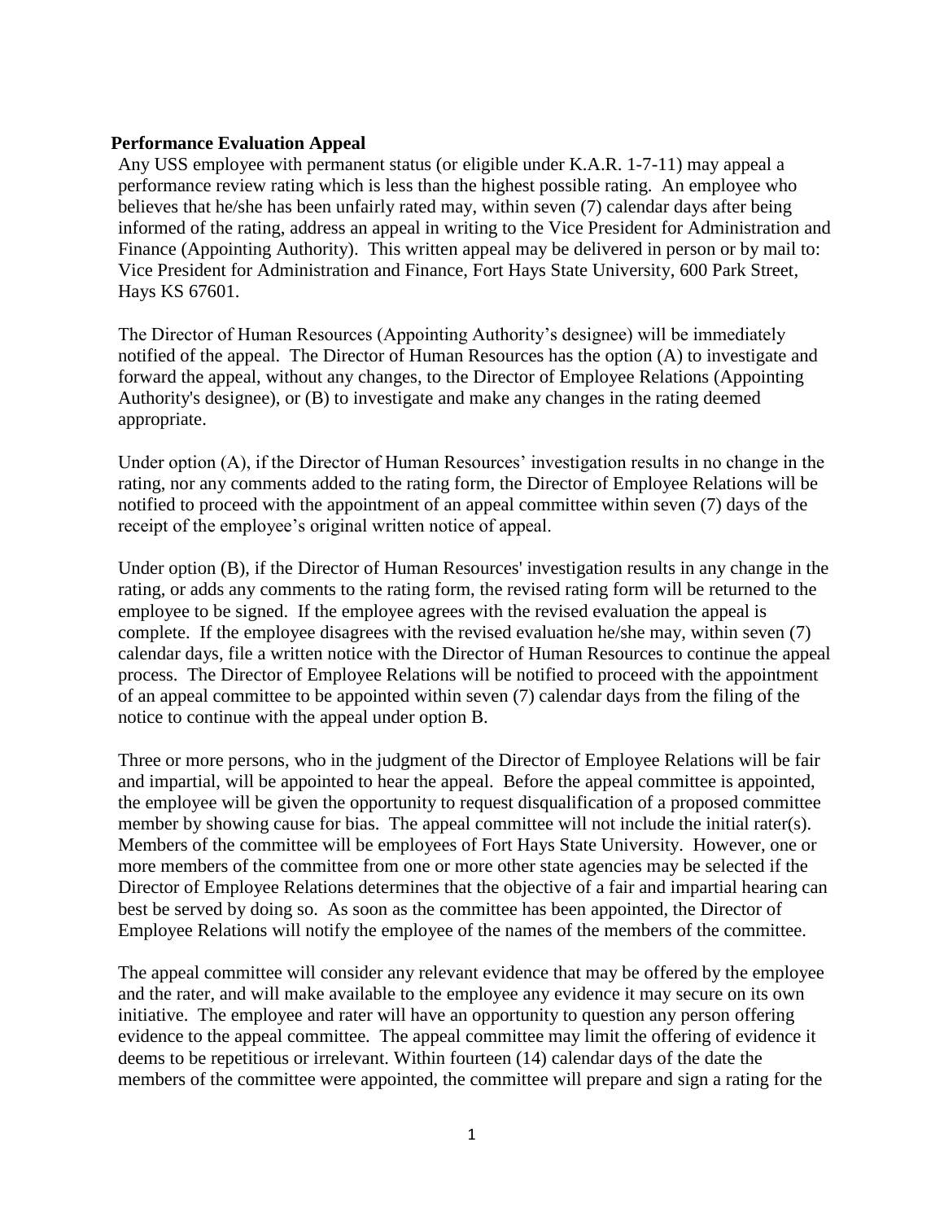## Performance Evaluation Appeal

Any USS employee with permanent status (or eligible under K.A.R. 1-7-11) may appeal a performance review rating which is less than the highest possible rating. An employee who believes that he/she has been unfairly rated may, within seven (7) calendar days after being informed of the rating, address an appeal in writing to the Vice President for Administration and Finance (Appointing Authority). This written appeal may be delivered in person or by mail to: Vice President for Administration and Finance, Fort Hays State University, 600 Park Street, Hays KS 67601.

The Director of Human Resources (Appointing Authority's designee) will be immediately notified of the appeal. The Director of Human Resources has the option (A) to investigate and forward the appeal, without any changes, to the Director of Employee Relations (Appointing Authority's designee), or (B) to investigate and make any changes in the rating deemed appropriate.

Under option (A), if the Director of Human Resources' investigation results in no change in the rating, nor any comments added to the rating form, the Director of Employee Relations will be notified to proceed with the appointment of an appeal committee within seven (7) days of the receipt of the employee's original written notice of appeal.

Under option (B), if the Director of Human Resources' investigation results in any change in the rating, or adds any comments to the rating form, the revised rating form will be returned to the employee to be signed. If the employee agrees with the revised evaluation the appeal is complete. If the employee disagrees with the revised evaluation he/she may, within seven (7) calendar days, file a written notice with the Director of Human Resources to continue the appeal process. The Director of Employee Relations will be notified to proceed with the appointment of an appeal committee to be appointed within seven (7) calendar days from the filing of the notice to continue with the appeal under option B.

Three or more persons, who in the judgment of the Director of Employee Relations will be fair and impartial, will be appointed to hear the appeal. Before the appeal committee is appointed, the employee will be given the opportunity to request disqualification of a proposed committee member by showing cause for bias. The appeal committee will not include the initial rater(s). Members of the committee will be employees of Fort Hays State University. However, one or more members of the committee from one or more other state agencies may be selected if the Director of Employee Relations determines that the objective of a fair and impartial hearing can best be served by doing so. As soon as the committee has been appointed, the Director of Employee Relations will notify the employee of the names of the members of the committee.

The appeal committee will consider any relevant evidence that may be offered by the employee and the rater, and will make available to the employee any evidence it may secure on its own initiative. The employee and rater will have an opportunity to question any person offering evidence to the appeal committee. The appeal committee may limit the offering of evidence it deems to be repetitious or irrelevant. Within fourteen (14) calendar days of the date the members of the committee were appointed, the committee will prepare and sign a rating for the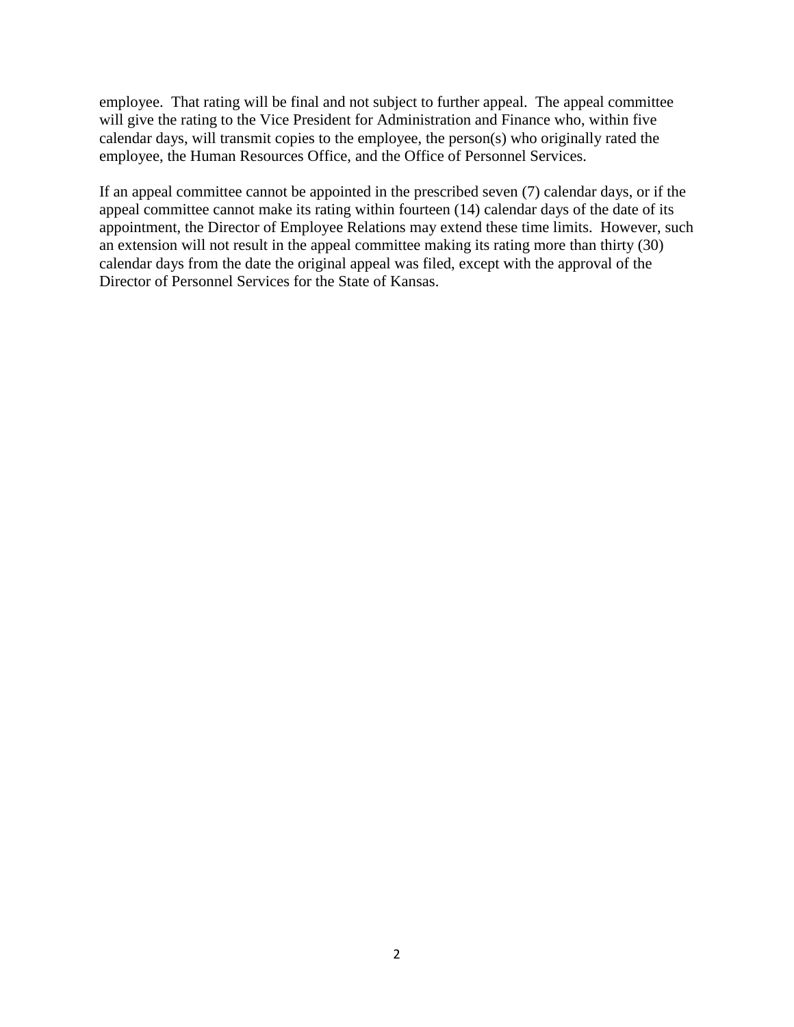employee. That rating will be final and not subject to further appeal. The appeal committee will give the rating to the Vice President for Administration and Finance who, within five calendar days, will transmit copies to the employee, the person(s) who originally rated the employee, the Human Resources Office, and the Office of Personnel Services.

If an appeal committee cannot be appointed in the prescribed seven (7) calendar days, or if the appeal committee cannot make its rating within fourteen (14) calendar days of the date of its appointment, the Director of Employee Relations may extend these time limits. However, such an extension will not result in the appeal committee making its rating more than thirty (30) calendar days from the date the original appeal was filed, except with the approval of the Director of Personnel Services for the State of Kansas.